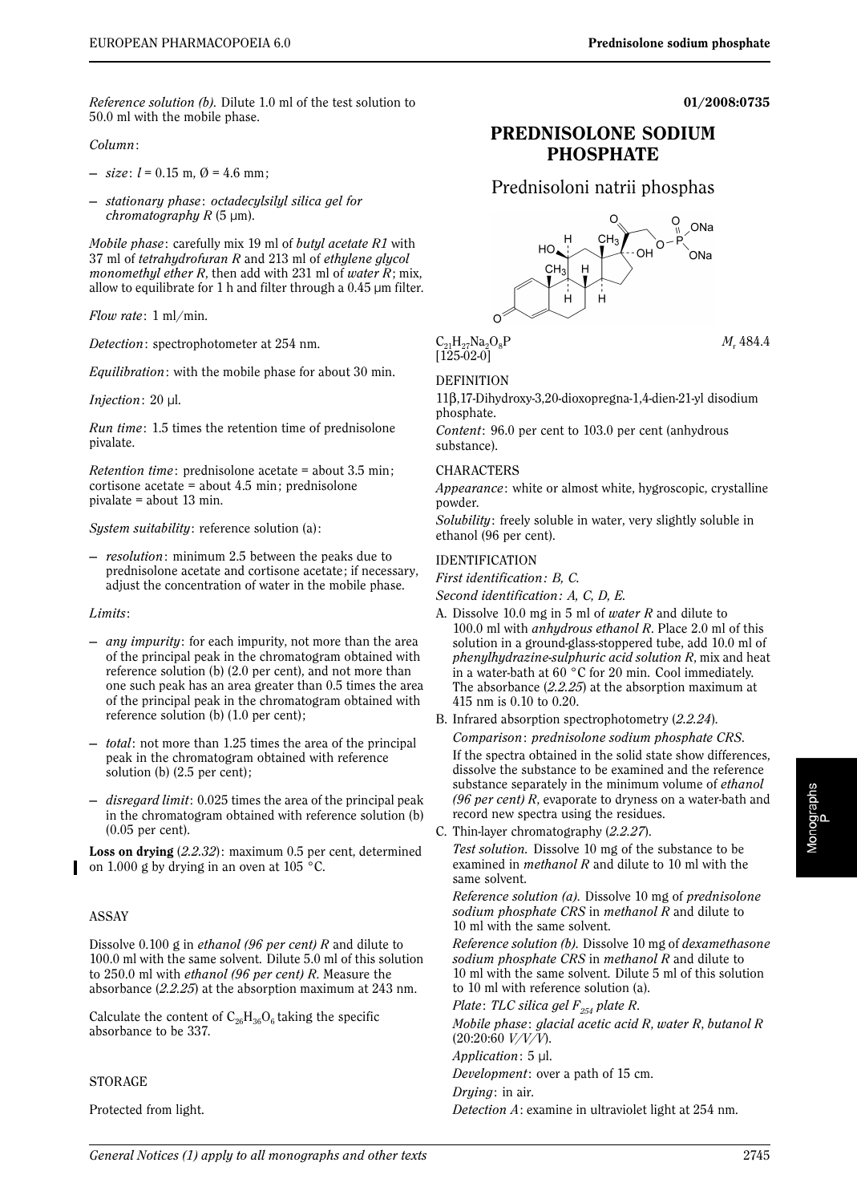*Reference solution (b).* Dilute 1.0 ml of the test solution to 50.0 ml with the mobile phase.

*Column*:

- *size*: $l$ = 0.15 m, Ø = 4.6 mm;
- *stationary phase*: *octadecylsilyl silica gel for chromatography R* (5 µm).

*Mobile phase*: carefully mix 19 ml of *butyl acetate R1* with 37 ml of *tetrahydrofuran R* and 213 ml of *ethylene glycol monomethyl ether R*, then add with 231 ml of *water R*; mix, allow to equilibrate for 1 h and filter through a 0.45 µm filter.

*Flow rate*: 1 ml/min.

*Detection*: spectrophotometer at 254 nm.

*Equilibration*: with the mobile phase for about 30 min.

*Injection*: 20 µl.

*Run time*: 1.5 times the retention time of prednisolone pivalate.

*Retention time*: prednisolone acetate = about 3.5 min; cortisone acetate = about 4.5 min; prednisolone pivalate = about 13 min.

*System suitability*: reference solution (a):

- *resolution*: minimum 2.5 between the peaks due to prednisolone acetate and cortisone acetate; if necessary, adjust the concentration of water in the mobile phase.

*Limits*:

- *any impurity*: for each impurity, not more than the area of the principal peak in the chromatogram obtained with reference solution (b) (2.0 per cent), and not more than one such peak has an area greater than 0.5 times the area of the principal peak in the chromatogram obtained with reference solution (b) (1.0 per cent);
- *total*: not more than 1.25 times the area of the principal peak in the chromatogram obtained with reference solution (b) (2.5 per cent);
- *disregard limit*: 0.025 times the area of the principal peak in the chromatogram obtained with reference solution (b) (0.05 per cent).

**Loss on drying** (*2.2.32*): maximum 0.5 per cent, determined on 1.000 g by drying in an oven at 105 °C.

## ASSAY

Dissolve 0.100 g in *ethanol (96 per cent) R* and dilute to 100.0 ml with the same solvent. Dilute 5.0 ml of this solution to 250.0 ml with *ethanol (96 per cent) R*. Measure the absorbance (*2.2.25*) at the absorption maximum at 243 nm.

Calculate the content of $C_{26}H_{36}O_6$ taking the specific absorbance to be 337.

## STORAGE

Protected from light.

**01/2008:0735**

# PREDNISOLONE SODIUM PHOSPHATE

## Prednisoloni natrii phosphas

$C_{21}H_{27}Na_2O_8P$ $M_r$ 484.4

[125-02-0]

## DEFINITION

11β,17-Dihydroxy-3,20-dioxopregna-1,4-dien-21-yl disodium phosphate.

*Content*: 96.0 per cent to 103.0 per cent (anhydrous substance).

## CHARACTERS

*Appearance*: white or almost white, hygroscopic, crystalline powder.

*Solubility*: freely soluble in water, very slightly soluble in ethanol (96 per cent).

## IDENTIFICATION

*First identification: B, C.*

*Second identification: A, C, D, E.*

A. Dissolve 10.0 mg in 5 ml of *water R* and dilute to 100.0 ml with *anhydrous ethanol R*. Place 2.0 ml of this solution in a ground-glass-stoppered tube, add 10.0 ml of *phenylhydrazine-sulphuric acid solution R*, mix and heat in a water-bath at 60 °C for 20 min. Cool immediately. The absorbance (*2.2.25*) at the absorption maximum at 415 nm is 0.10 to 0.20.

B. Infrared absorption spectrophotometry (*2.2.24*).

*Comparison*: *prednisolone sodium phosphate CRS*.

If the spectra obtained in the solid state show differences, dissolve the substance to be examined and the reference substance separately in the minimum volume of *ethanol (96 per cent) R*, evaporate to dryness on a water-bath and record new spectra using the residues.

C. Thin-layer chromatography (*2.2.27*).

*Test solution.* Dissolve 10 mg of the substance to be examined in *methanol R* and dilute to 10 ml with the same solvent.

*Reference solution (a).* Dissolve 10 mg of *prednisolone sodium phosphate CRS* in *methanol R* and dilute to 10 ml with the same solvent.

*Reference solution (b).* Dissolve 10 mg of *dexamethasone sodium phosphate CRS* in *methanol R* and dilute to 10 ml with the same solvent. Dilute 5 ml of this solution to 10 ml with reference solution (a).

*Plate*: *TLC silica gel $F_{254}$ plate R*.

*Mobile phase*: *glacial acetic acid R, water R, butanol R* (20:20:60 *V/V/V*).

*Application*: 5 µl.

*Development*: over a path of 15 cm.

*Drying*: in air.

*Detection A*: examine in ultraviolet light at 254 nm.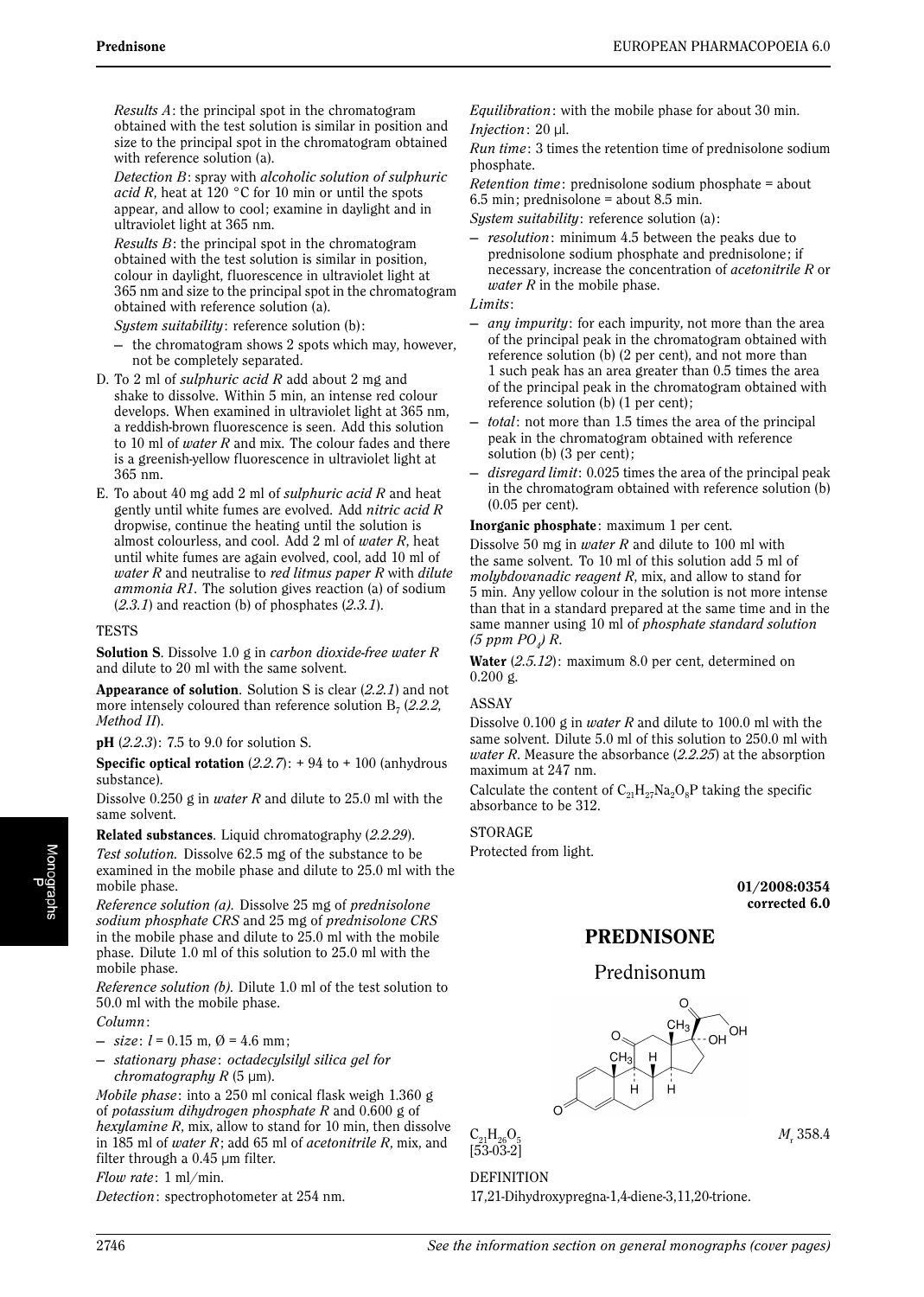*Results A*: the principal spot in the chromatogram obtained with the test solution is similar in position and size to the principal spot in the chromatogram obtained with reference solution (a).

*Detection B*: spray with *alcoholic solution of sulphuric acid R*, heat at 120 °C for 10 min or until the spots appear, and allow to cool; examine in daylight and in ultraviolet light at 365 nm.

*Results B*: the principal spot in the chromatogram obtained with the test solution is similar in position, colour in daylight, fluorescence in ultraviolet light at 365 nm and size to the principal spot in the chromatogram obtained with reference solution (a).

*System suitability*: reference solution (b):

- the chromatogram shows 2 spots which may, however, not be completely separated.

D. To 2 ml of *sulphuric acid R* add about 2 mg and shake to dissolve. Within 5 min, an intense red colour develops. When examined in ultraviolet light at 365 nm, a reddish-brown fluorescence is seen. Add this solution to 10 ml of *water R* and mix. The colour fades and there is a greenish-yellow fluorescence in ultraviolet light at 365 nm.

E. To about 40 mg add 2 ml of *sulphuric acid R* and heat gently until white fumes are evolved. Add *nitric acid R* dropwise, continue the heating until the solution is almost colourless, and cool. Add 2 ml of *water R*, heat until white fumes are again evolved, cool, add 10 ml of *water R* and neutralise to *red litmus paper R* with *dilute ammonia R1*. The solution gives reaction (a) of sodium (*2.3.1*) and reaction (b) of phosphates (*2.3.1*).

## TESTS

**Solution S**. Dissolve 1.0 g in *carbon dioxide-free water R* and dilute to 20 ml with the same solvent.

**Appearance of solution**. Solution S is clear (*2.2.1*) and not more intensely coloured than reference solution $B_7$ (*2.2.2, Method II*).

**pH** (*2.2.3*): 7.5 to 9.0 for solution S.

**Specific optical rotation** (*2.2.7*): + 94 to + 100 (anhydrous substance).

Dissolve 0.250 g in *water R* and dilute to 25.0 ml with the same solvent.

**Related substances**. Liquid chromatography (*2.2.29*).

*Test solution*. Dissolve 62.5 mg of the substance to be examined in the mobile phase and dilute to 25.0 ml with the mobile phase.

*Reference solution (a)*. Dissolve 25 mg of *prednisolone sodium phosphate CRS* and 25 mg of *prednisolone CRS* in the mobile phase and dilute to 25.0 ml with the mobile phase. Dilute 1.0 ml of this solution to 25.0 ml with the mobile phase.

*Reference solution (b)*. Dilute 1.0 ml of the test solution to 50.0 ml with the mobile phase.

*Column*:

- *size*: *l* = 0.15 m, Ø = 4.6 mm;
- *stationary phase*: *octadecylsilyl silica gel for chromatography R* (5 μm).

*Mobile phase*: into a 250 ml conical flask weigh 1.360 g of *potassium dihydrogen phosphate R* and 0.600 g of *hexylamine R*, mix, allow to stand for 10 min, then dissolve in 185 ml of *water R*; add 65 ml of *acetonitrile R*, mix, and filter through a 0.45 μm filter.

*Flow rate*: 1 ml/min.

*Detection*: spectrophotometer at 254 nm.

*Equilibration*: with the mobile phase for about 30 min.

*Injection*: 20 μl.

*Run time*: 3 times the retention time of prednisolone sodium phosphate.

*Retention time*: prednisolone sodium phosphate = about 6.5 min; prednisolone = about 8.5 min.

*System suitability*: reference solution (a):

- *resolution*: minimum 4.5 between the peaks due to prednisolone sodium phosphate and prednisolone; if necessary, increase the concentration of *acetonitrile R* or *water R* in the mobile phase.

*Limits*:

- *any impurity*: for each impurity, not more than the area of the principal peak in the chromatogram obtained with reference solution (b) (2 per cent), and not more than 1 such peak has an area greater than 0.5 times the area of the principal peak in the chromatogram obtained with reference solution (b) (1 per cent);
- *total*: not more than 1.5 times the area of the principal peak in the chromatogram obtained with reference solution (b) (3 per cent);
- *disregard limit*: 0.025 times the area of the principal peak in the chromatogram obtained with reference solution (b) (0.05 per cent).

**Inorganic phosphate**: maximum 1 per cent.

Dissolve 50 mg in *water R* and dilute to 100 ml with the same solvent. To 10 ml of this solution add 5 ml of *molybdovanadic reagent R*, mix, and allow to stand for 5 min. Any yellow colour in the solution is not more intense than that in a standard prepared at the same time and in the same manner using 10 ml of *phosphate standard solution (5 ppm $PO_4$) R*.

**Water** (*2.5.12*): maximum 8.0 per cent, determined on 0.200 g.

## ASSAY

Dissolve 0.100 g in *water R* and dilute to 100.0 ml with the same solvent. Dilute 5.0 ml of this solution to 250.0 ml with *water R*. Measure the absorbance (*2.2.25*) at the absorption maximum at 247 nm.

Calculate the content of $C_{21}H_{27}Na_2O_8P$ taking the specific absorbance to be 312.

## STORAGE

Protected from light.

**01/2008:0354**
**corrected 6.0**

# PREDNISONE

## Prednisonum

$C_{21}H_{26}O_5$ $M_r$ 358.4

[53-03-2]

## DEFINITION

17,21-Dihydroxypregna-1,4-diene-3,11,20-trione.